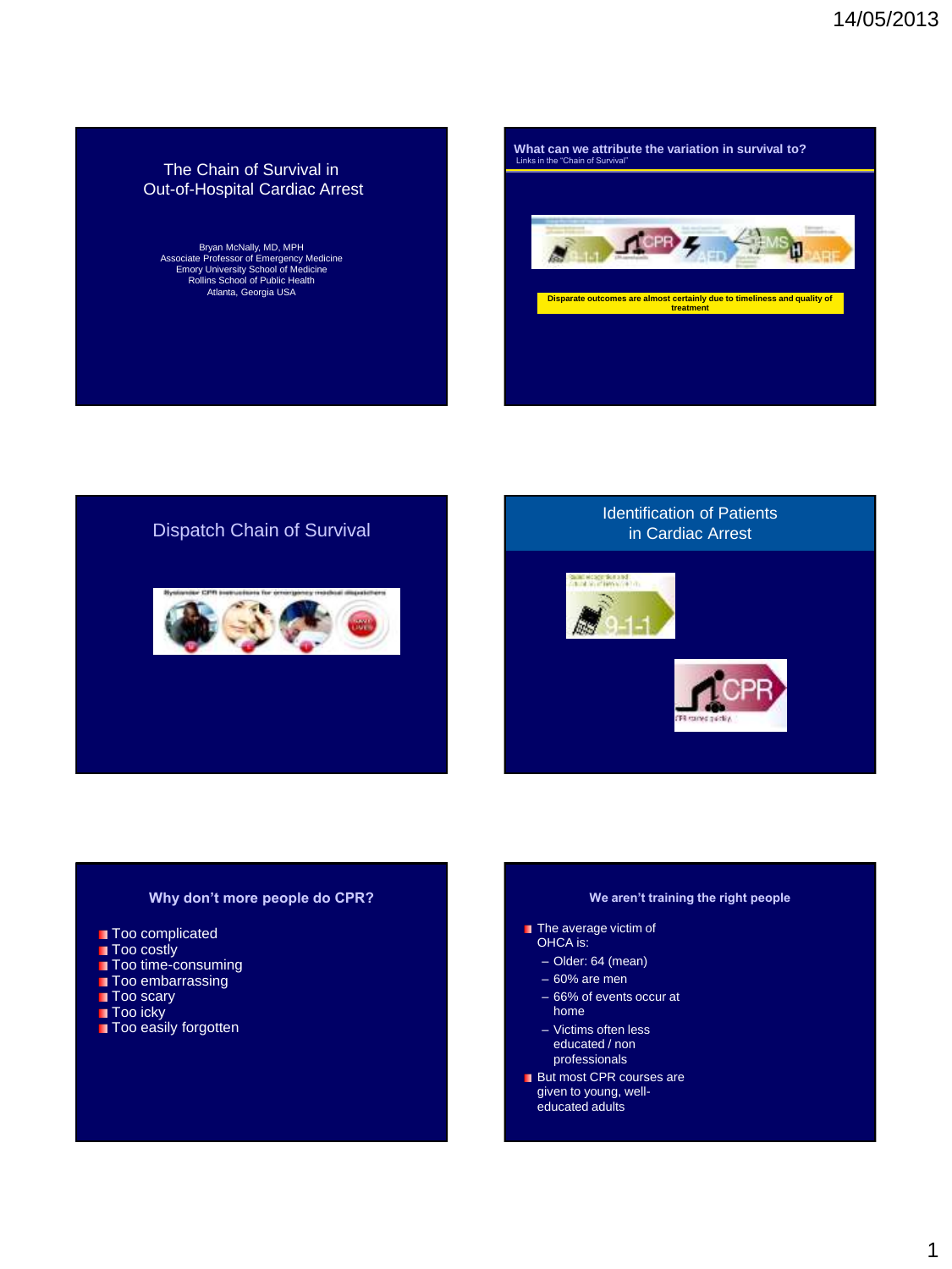## The Chain of Survival in Out-of-Hospital Cardiac Arrest

Bryan McNally, MD, MPH
Associate Professor of Emergency Medicine
Emory University School of Medicine
Rollins School of Public Health
Atlanta, Georgia USA

## What can we attribute the variation in survival to?

Links in the "Chain of Survival"

**Disparate outcomes are almost certainly due to timeliness and quality of treatment**

## Dispatch Chain of Survival

## Identification of Patients in Cardiac Arrest

## Why don't more people do CPR?

- Too complicated
- Too costly
- Too time-consuming
- Too embarrassing
- Too scary
- Too icky
- Too easily forgotten

## We aren't training the right people

- The average victim of OHCA is:
  - Older: 64 (mean)
  - 60% are men
  - 66% of events occur at home
  - Victims often less educated / non professionals
- But most CPR courses are given to young, well-educated adults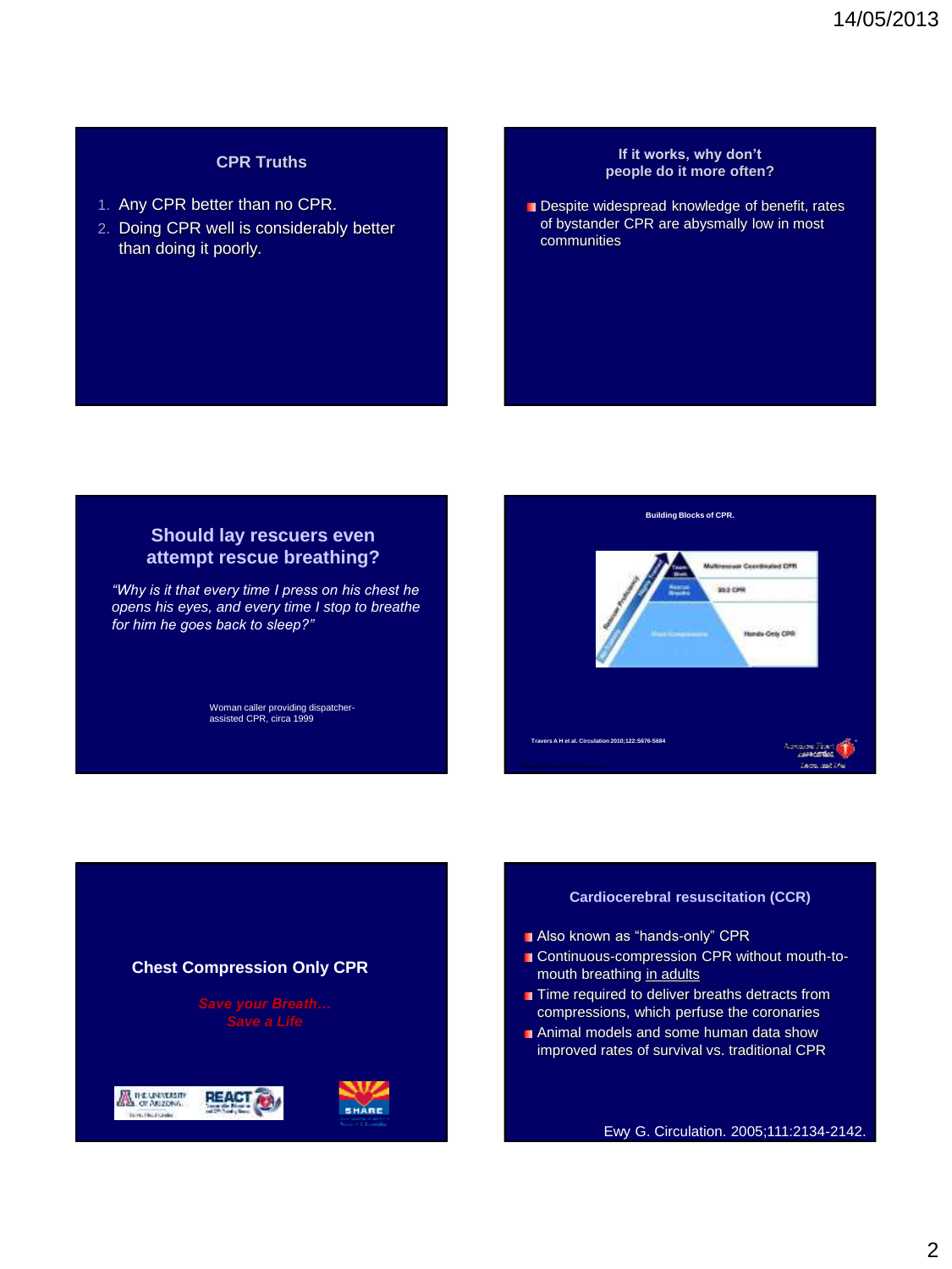## CPR Truths

1. Any CPR better than no CPR.
2. Doing CPR well is considerably better than doing it poorly.

## If it works, why don't people do it more often?

- Despite widespread knowledge of benefit, rates of bystander CPR are abysmally low in most communities

## Should lay rescuers even attempt rescue breathing?

*"Why is it that every time I press on his chest he opens his eyes, and every time I stop to breathe for him he goes back to sleep?"*

Woman caller providing dispatcher-assisted CPR, circa 1999

## Building Blocks of CPR.

- Multirescuer Coordinated CPR
- 30:2 CPR
- Hands-Only CPR

Travers A H et al. Circulation 2010;122:S676-S684

## Chest Compression Only CPR

*Save your Breath…*
*Save a Life*

## Cardiocerebral resuscitation (CCR)

- Also known as "hands-only" CPR
- Continuous-compression CPR without mouth-to-mouth breathing in adults
- Time required to deliver breaths detracts from compressions, which perfuse the coronaries
- Animal models and some human data show improved rates of survival vs. traditional CPR

Ewy G. Circulation. 2005;111:2134-2142.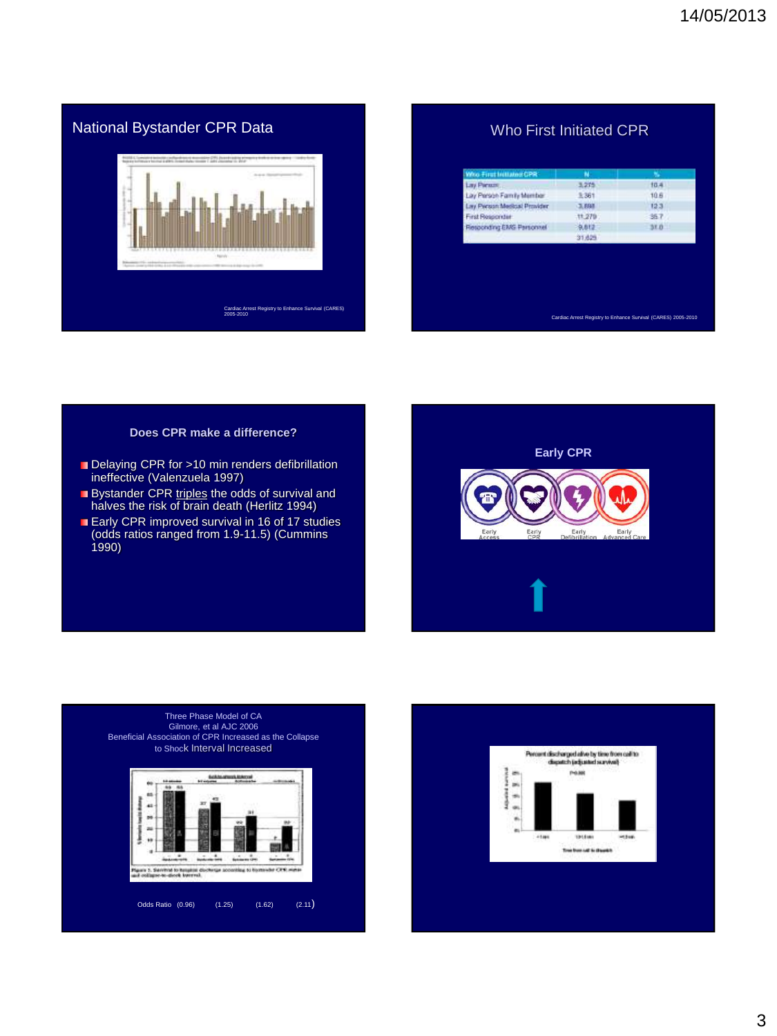## National Bystander CPR Data

Cardiac Arrest Registry to Enhance Survival (CARES) 2005-2010

## Who First Initiated CPR

| Who First Initiated CPR | N | % |
|---|---|---|
| Lay Person | 3,275 | 10.4 |
| Lay Person Family Member | 3,361 | 10.6 |
| Lay Person Medical Provider | 3,898 | 12.3 |
| First Responder | 11,279 | 35.7 |
| Responding EMS Personnel | 9,812 | 31.0 |
| | 31,625 | |

Cardiac Arrest Registry to Enhance Survival (CARES) 2005-2010

## Does CPR make a difference?

- Delaying CPR for >10 min renders defibrillation ineffective (Valenzuela 1997)
- Bystander CPR triples the odds of survival and halves the risk of brain death (Herlitz 1994)
- Early CPR improved survival in 16 of 17 studies (odds ratios ranged from 1.9-11.5) (Cummins 1990)

## Early CPR

Early Access, Early CPR, Early Defibrillation, Early Advanced Care

## Three Phase Model of CA

Gilmore, et al AJC 2006

Beneficial Association of CPR Increased as the Collapse to Shock Interval Increased

Odds Ratio (0.96) (1.25) (1.62) (2.11)

Percent discharged alive by time from call to dispatch (adjusted survival)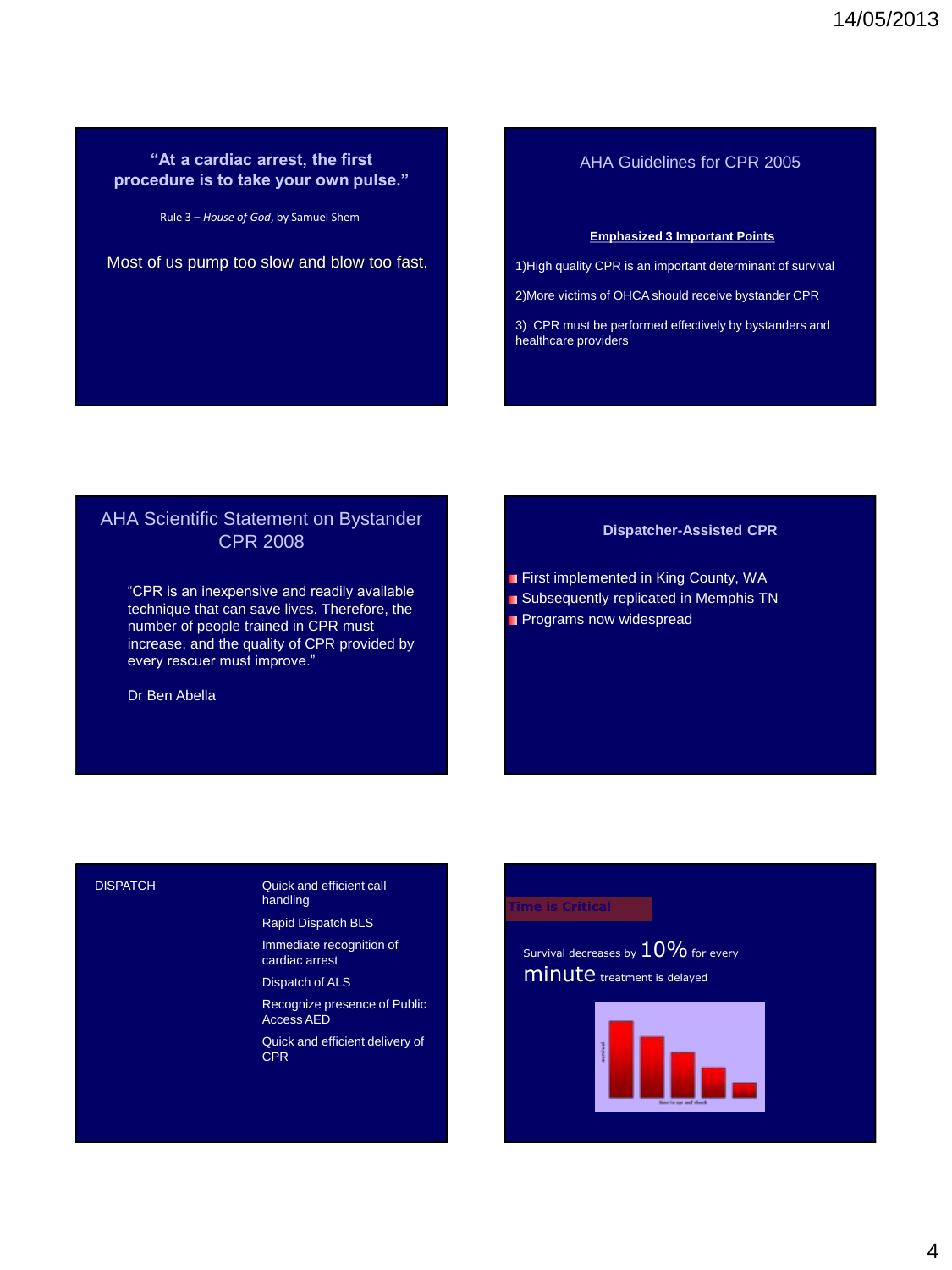**"At a cardiac arrest, the first procedure is to take your own pulse."**

Rule 3 – *House of God*, by Samuel Shem

Most of us pump too slow and blow too fast.

## AHA Guidelines for CPR 2005

**Emphasized 3 Important Points**

1)High quality CPR is an important determinant of survival

2)More victims of OHCA should receive bystander CPR

3) CPR must be performed effectively by bystanders and healthcare providers

## AHA Scientific Statement on Bystander CPR 2008

"CPR is an inexpensive and readily available technique that can save lives. Therefore, the number of people trained in CPR must increase, and the quality of CPR provided by every rescuer must improve."

Dr Ben Abella

## Dispatcher-Assisted CPR

- First implemented in King County, WA
- Subsequently replicated in Memphis TN
- Programs now widespread

## DISPATCH

- Quick and efficient call handling
- Rapid Dispatch BLS
- Immediate recognition of cardiac arrest
- Dispatch of ALS
- Recognize presence of Public Access AED
- Quick and efficient delivery of CPR

## Time is Critical

Survival decreases by 10% for every minute treatment is delayed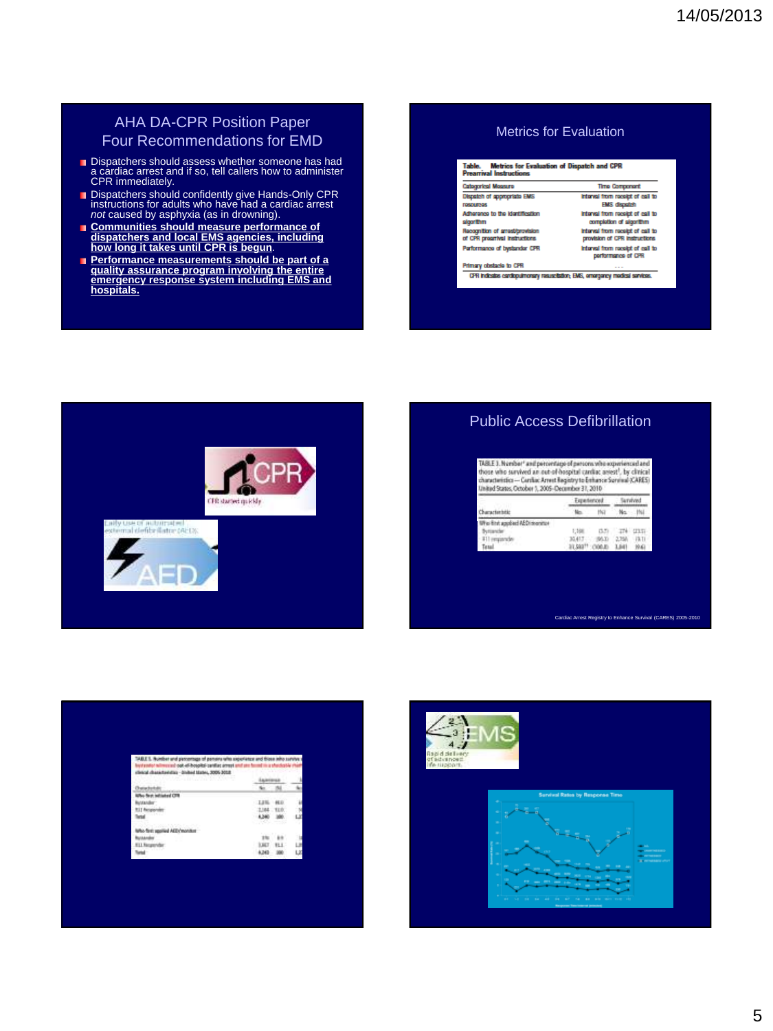## AHA DA-CPR Position Paper Four Recommendations for EMD

- Dispatchers should assess whether someone has had a cardiac arrest and if so, tell callers how to administer CPR immediately.
- Dispatchers should confidently give Hands-Only CPR instructions for adults who have had a cardiac arrest *not* caused by asphyxia (as in drowning).
- **Communities should measure performance of dispatchers and local EMS agencies, including how long it takes until CPR is begun.**
- **Performance measurements should be part of a quality assurance program involving the entire emergency response system including EMS and hospitals.**

## Metrics for Evaluation

**Table. Metrics for Evaluation of Dispatch and CPR Prearrival Instructions**

| Categorical Measure | Time Component |
|---|---|
| Dispatch of appropriate EMS resources | Interval from receipt of call to EMS dispatch |
| Adherence to the identification algorithm | Interval from receipt of call to completion of algorithm |
| Recognition of arrest/provision of CPR prearrival instructions | Interval from receipt of call to provision of CPR instructions |
| Performance of bystander CPR | Interval from receipt of call to performance of CPR |
| Primary obstacle to CPR | ... |

CPR indicates cardiopulmonary resuscitation; EMS, emergency medical services.

CPR started quickly

Early use of automated external defibrillator (AED).

## Public Access Defibrillation

TABLE 3. Number* and percentage of persons who experienced and those who survived an out-of-hospital cardiac arrest†, by clinical characteristics — Cardiac Arrest Registry to Enhance Survival (CARES), United States, October 1, 2005–December 31, 2010

| Characteristic | Experienced No. | (%) | Survived No. | (%) |
|---|---|---|---|---|
| Who first applied AED/monitor | | | | |
| Bystander | 1,166 | (3.7) | 274 | (23.5) |
| 911 responder | 30,417 | (96.3) | 2,766 | (9.1) |
| Total | 31,583†† | (100.0) | 3,041 | (9.6) |

Cardiac Arrest Registry to Enhance Survival (CARES) 2005-2010

TABLE 5. Number and percentage of persons who experience and those who survive a bystander witnessed out-of-hospital cardiac arrest and are found in a shockable rhythm, by clinical characteristics - United States, 2005-2010

| Characteristic | Experience No. | (%) |
|---|---|---|
| Who first initiated CPR | | |
| Bystander | 1,876 | 49.0 |
| 911 Responder | 2,164 | 51.0 |
| Total | 4,240 | 100 |
| Who first applied AED/monitor | | |
| Bystander | 376 | 8.9 |
| 911 Responder | 3,867 | 91.1 |
| Total | 4,243 | 100 |

EMS

Rapid delivery of advanced life support.

Survival Rates by Response Time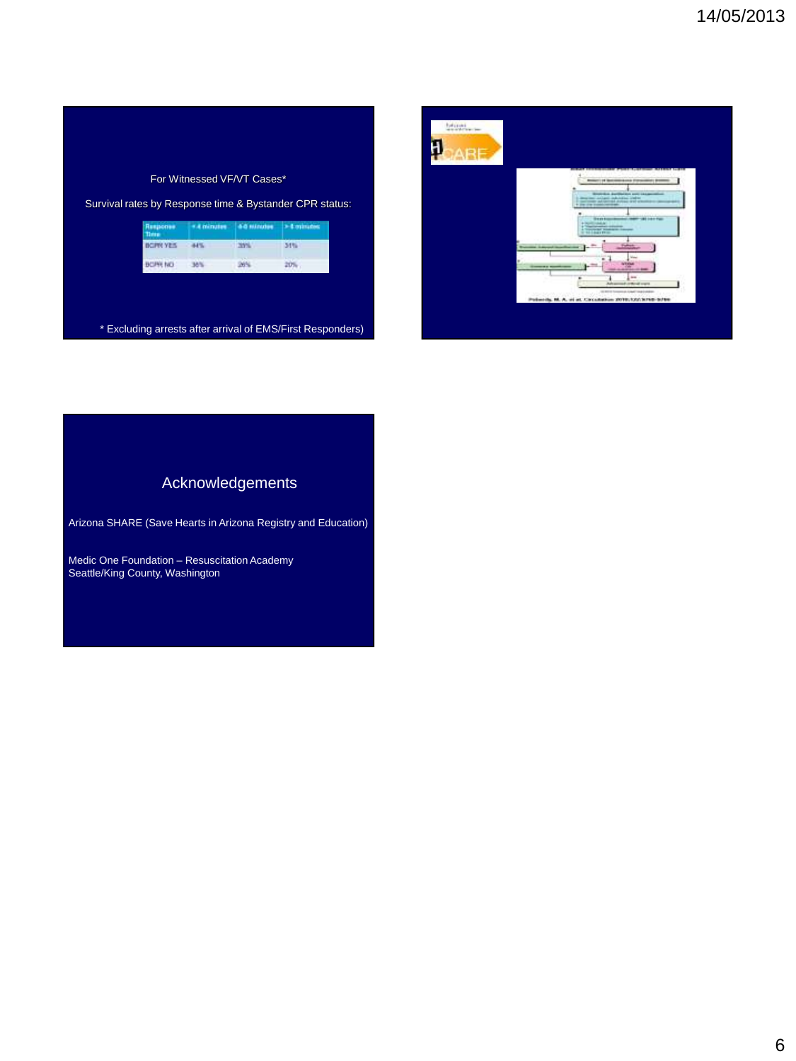For Witnessed VF/VT Cases*

Survival rates by Response time & Bystander CPR status:

| Response Time | < 4 minutes | 4-8 minutes | > 8 minutes |
| --- | --- | --- | --- |
| BCPR YES | 44% | 35% | 31% |
| BCPR NO | 36% | 26% | 20% |

* Excluding arrests after arrival of EMS/First Responders)

Peberdy, M. A. et al. Circulation 2010;122:S768-S786

## Acknowledgements

Arizona SHARE (Save Hearts in Arizona Registry and Education)

Medic One Foundation – Resuscitation Academy
Seattle/King County, Washington